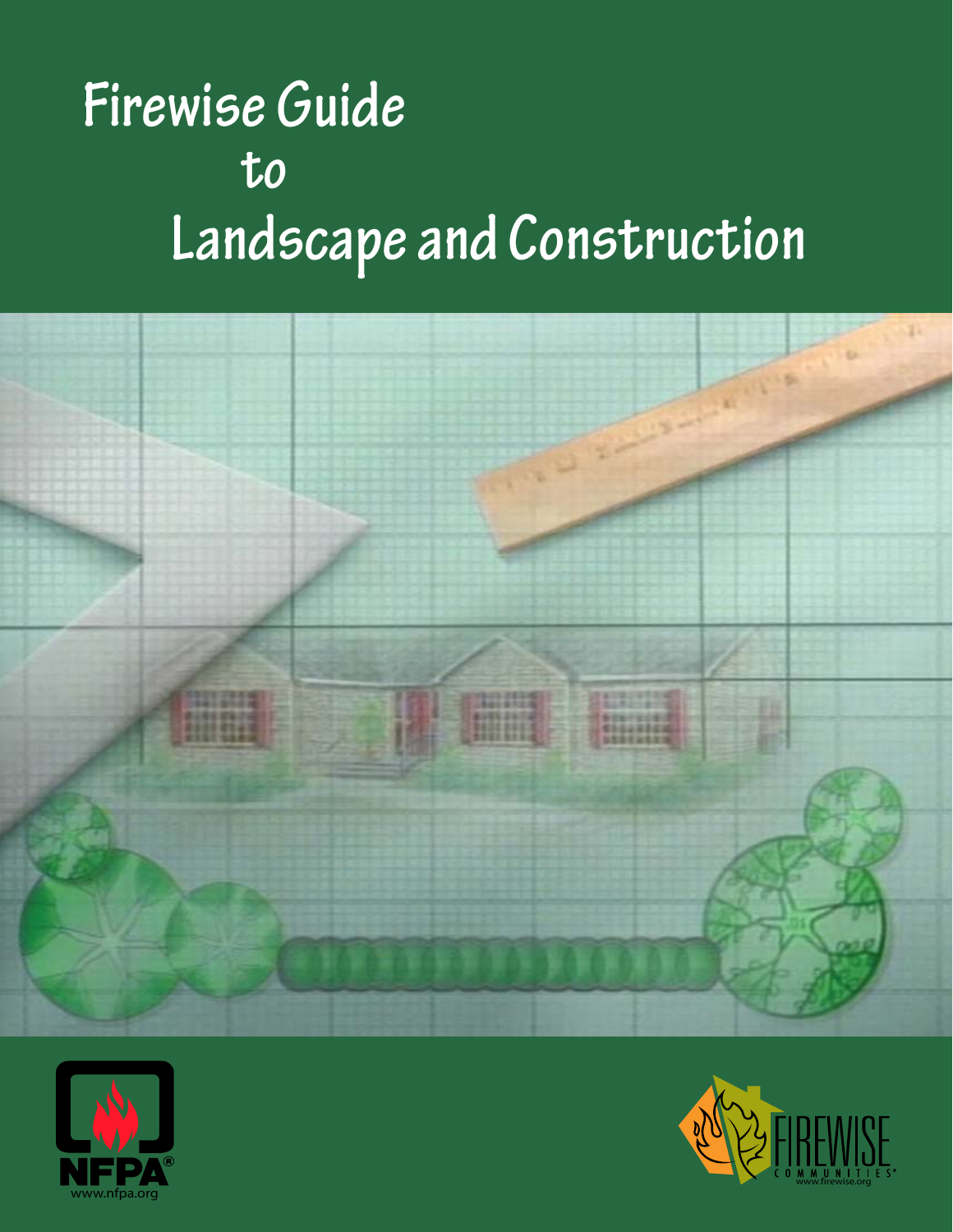# Firewise Guide to Landscape and Construction

NFPA®

www.nfpa.org

FIREWISE COMMUNITIES®

www.firewise.org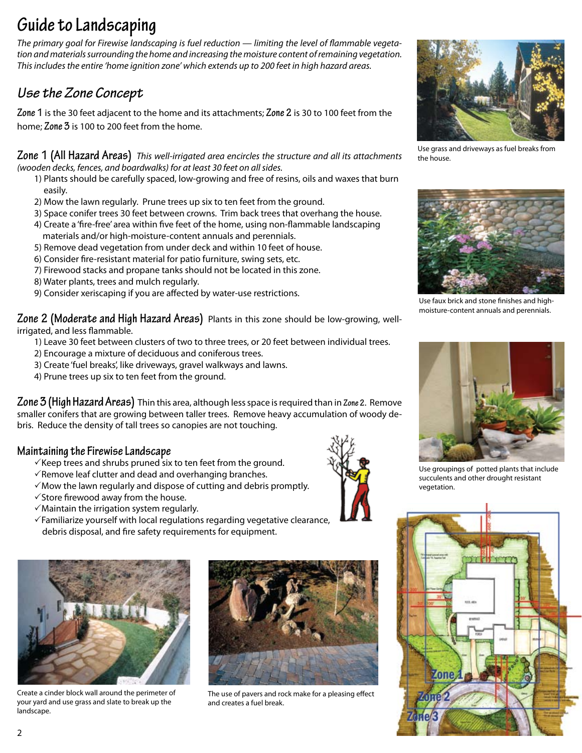# Guide to Landscaping

*The primary goal for Firewise landscaping is fuel reduction — limiting the level of flammable vegetation and materials surrounding the home and increasing the moisture content of remaining vegetation. This includes the entire 'home ignition zone' which extends up to 200 feet in high hazard areas.*

## *Use the Zone Concept*

**Zone 1** is the 30 feet adjacent to the home and its attachments; **Zone 2** is 30 to 100 feet from the home; **Zone 3** is 100 to 200 feet from the home.

**Zone 1 (All Hazard Areas)** *This well-irrigated area encircles the structure and all its attachments (wooden decks, fences, and boardwalks) for at least 30 feet on all sides.*

1) Plants should be carefully spaced, low-growing and free of resins, oils and waxes that burn easily.
2) Mow the lawn regularly. Prune trees up six to ten feet from the ground.
3) Space conifer trees 30 feet between crowns. Trim back trees that overhang the house.
4) Create a 'fire-free' area within five feet of the home, using non-flammable landscaping materials and/or high-moisture-content annuals and perennials.
5) Remove dead vegetation from under deck and within 10 feet of house.
6) Consider fire-resistant material for patio furniture, swing sets, etc.
7) Firewood stacks and propane tanks should not be located in this zone.
8) Water plants, trees and mulch regularly.
9) Consider xeriscaping if you are affected by water-use restrictions.

**Zone 2 (Moderate and High Hazard Areas)** Plants in this zone should be low-growing, well-irrigated, and less flammable.

1) Leave 30 feet between clusters of two to three trees, or 20 feet between individual trees.
2) Encourage a mixture of deciduous and coniferous trees.
3) Create 'fuel breaks', like driveways, gravel walkways and lawns.
4) Prune trees up six to ten feet from the ground.

**Zone 3 (High Hazard Areas)** Thin this area, although less space is required than in **Zone 2**. Remove smaller conifers that are growing between taller trees. Remove heavy accumulation of woody debris. Reduce the density of tall trees so canopies are not touching.

### Maintaining the Firewise Landscape

- ✓ Keep trees and shrubs pruned six to ten feet from the ground.
- ✓ Remove leaf clutter and dead and overhanging branches.
- ✓ Mow the lawn regularly and dispose of cutting and debris promptly.
- ✓ Store firewood away from the house.
- ✓ Maintain the irrigation system regularly.
- ✓ Familiarize yourself with local regulations regarding vegetative clearance, debris disposal, and fire safety requirements for equipment.

Use grass and driveways as fuel breaks from the house.

Use faux brick and stone finishes and high-moisture-content annuals and perennials.

Use groupings of potted plants that include succulents and other drought resistant vegetation.

Create a cinder block wall around the perimeter of your yard and use grass and slate to break up the landscape.

The use of pavers and rock make for a pleasing effect and creates a fuel break.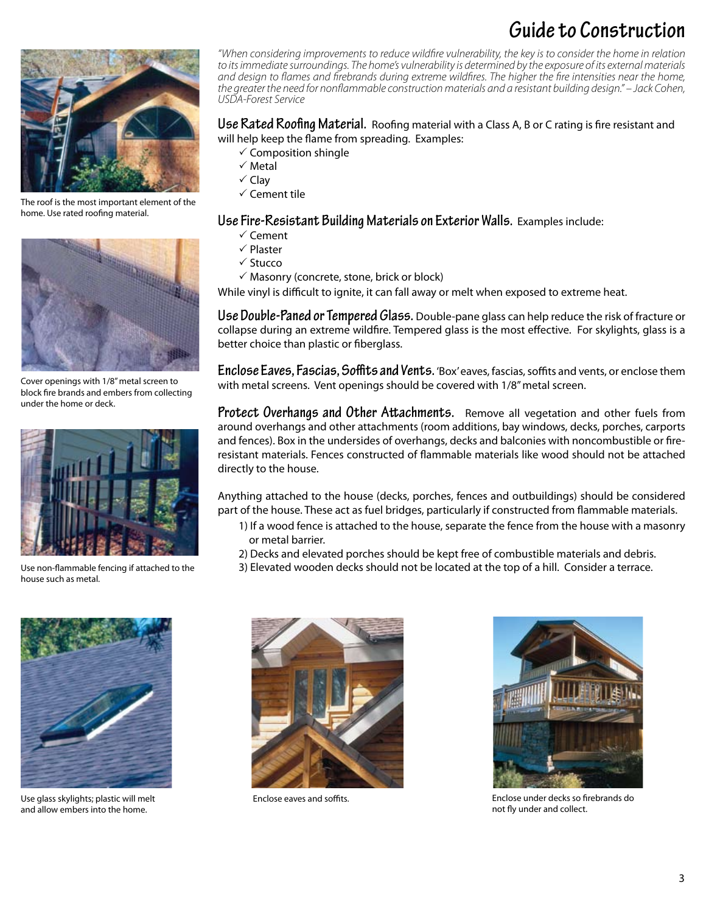# Guide to Construction

The roof is the most important element of the home. Use rated roofing material.

Cover openings with 1/8" metal screen to block fire brands and embers from collecting under the home or deck.

Use non-flammable fencing if attached to the house such as metal.

*"When considering improvements to reduce wildfire vulnerability, the key is to consider the home in relation to its immediate surroundings. The home's vulnerability is determined by the exposure of its external materials and design to flames and firebrands during extreme wildfires. The higher the fire intensities near the home, the greater the need for nonflammable construction materials and a resistant building design." – Jack Cohen, USDA-Forest Service*

**Use Rated Roofing Material.** Roofing material with a Class A, B or C rating is fire resistant and will help keep the flame from spreading. Examples:

- ✓ Composition shingle
- ✓ Metal
- ✓ Clay
- ✓ Cement tile

**Use Fire-Resistant Building Materials on Exterior Walls.** Examples include:

- ✓ Cement
- ✓ Plaster
- ✓ Stucco
- ✓ Masonry (concrete, stone, brick or block)

While vinyl is difficult to ignite, it can fall away or melt when exposed to extreme heat.

**Use Double-Paned or Tempered Glass.** Double-pane glass can help reduce the risk of fracture or collapse during an extreme wildfire. Tempered glass is the most effective. For skylights, glass is a better choice than plastic or fiberglass.

**Enclose Eaves, Fascias, Soffits and Vents.** 'Box' eaves, fascias, soffits and vents, or enclose them with metal screens. Vent openings should be covered with 1/8" metal screen.

**Protect Overhangs and Other Attachments.** Remove all vegetation and other fuels from around overhangs and other attachments (room additions, bay windows, decks, porches, carports and fences). Box in the undersides of overhangs, decks and balconies with noncombustible or fire-resistant materials. Fences constructed of flammable materials like wood should not be attached directly to the house.

Anything attached to the house (decks, porches, fences and outbuildings) should be considered part of the house. These act as fuel bridges, particularly if constructed from flammable materials.

1) If a wood fence is attached to the house, separate the fence from the house with a masonry or metal barrier.
2) Decks and elevated porches should be kept free of combustible materials and debris.
3) Elevated wooden decks should not be located at the top of a hill. Consider a terrace.

Use glass skylights; plastic will melt and allow embers into the home.

Enclose eaves and soffits.

Enclose under decks so firebrands do not fly under and collect.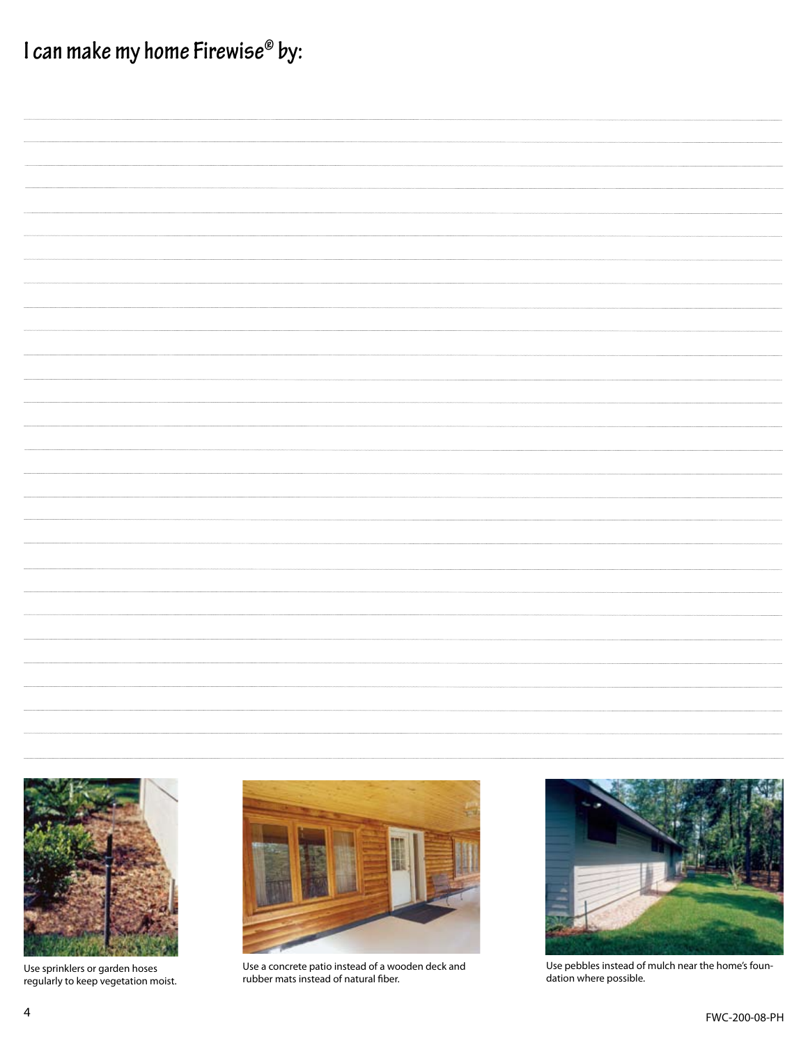# I can make my home Firewise® by:

Use sprinklers or garden hoses regularly to keep vegetation moist.

Use a concrete patio instead of a wooden deck and rubber mats instead of natural fiber.

Use pebbles instead of mulch near the home's foundation where possible.

FWC-200-08-PH